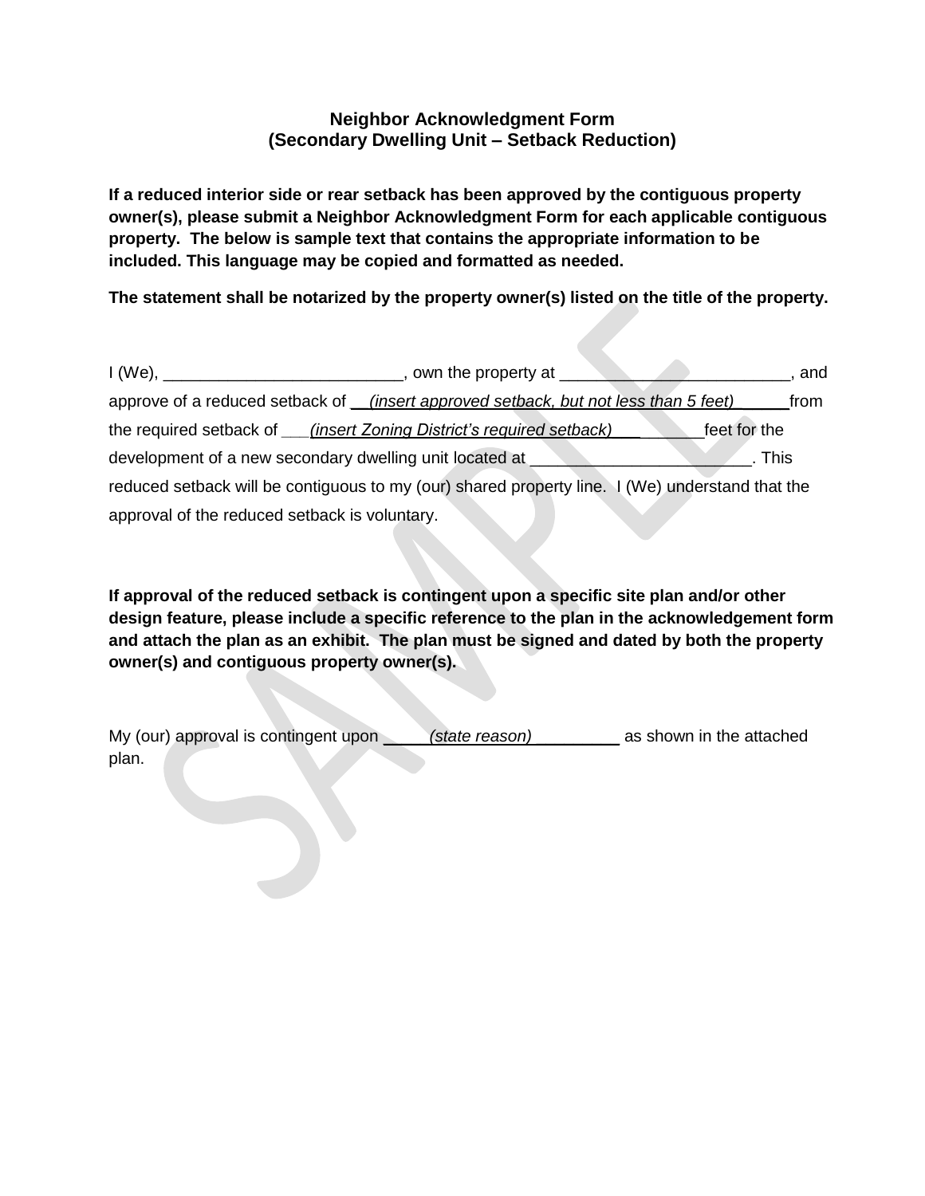# Neighbor Acknowledgment Form
## (Secondary Dwelling Unit – Setback Reduction)

**If a reduced interior side or rear setback has been approved by the contiguous property owner(s), please submit a Neighbor Acknowledgment Form for each applicable contiguous property. The below is sample text that contains the appropriate information to be included. This language may be copied and formatted as needed.**

**The statement shall be notarized by the property owner(s) listed on the title of the property.**

I (We), __________________________, own the property at __________________________, and approve of a reduced setback of __*(insert approved setback, but not less than 5 feet)*______from the required setback of ___*(insert Zoning District's required setback)*___ _______feet for the development of a new secondary dwelling unit located at ________________________. This reduced setback will be contiguous to my (our) shared property line. I (We) understand that the approval of the reduced setback is voluntary.

**If approval of the reduced setback is contingent upon a specific site plan and/or other design feature, please include a specific reference to the plan in the acknowledgement form and attach the plan as an exhibit. The plan must be signed and dated by both the property owner(s) and contiguous property owner(s).**

My (our) approval is contingent upon _____*(state reason)*__________ as shown in the attached plan.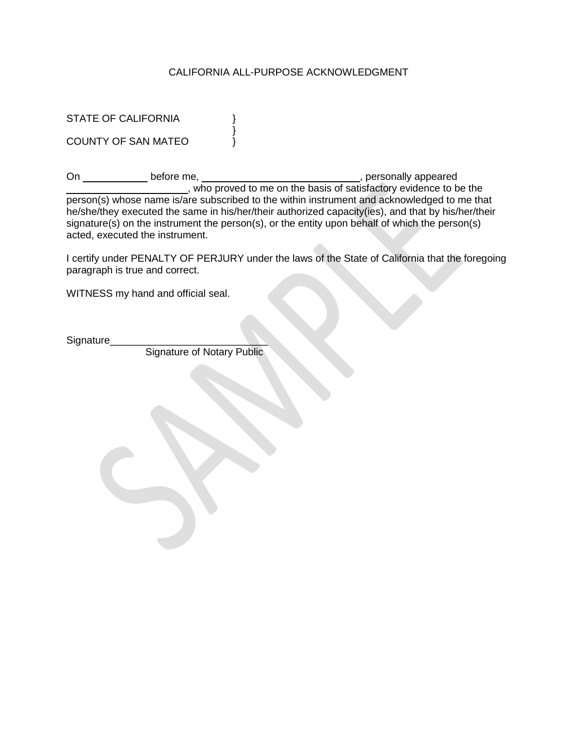# CALIFORNIA ALL-PURPOSE ACKNOWLEDGMENT

STATE OF CALIFORNIA }
}
COUNTY OF SAN MATEO }

On ____________ before me, ____________________________, personally appeared ______________________, who proved to me on the basis of satisfactory evidence to be the person(s) whose name is/are subscribed to the within instrument and acknowledged to me that he/she/they executed the same in his/her/their authorized capacity(ies), and that by his/her/their signature(s) on the instrument the person(s), or the entity upon behalf of which the person(s) acted, executed the instrument.

I certify under PENALTY OF PERJURY under the laws of the State of California that the foregoing paragraph is true and correct.

WITNESS my hand and official seal.

Signature____________________________
Signature of Notary Public

SAMPLE